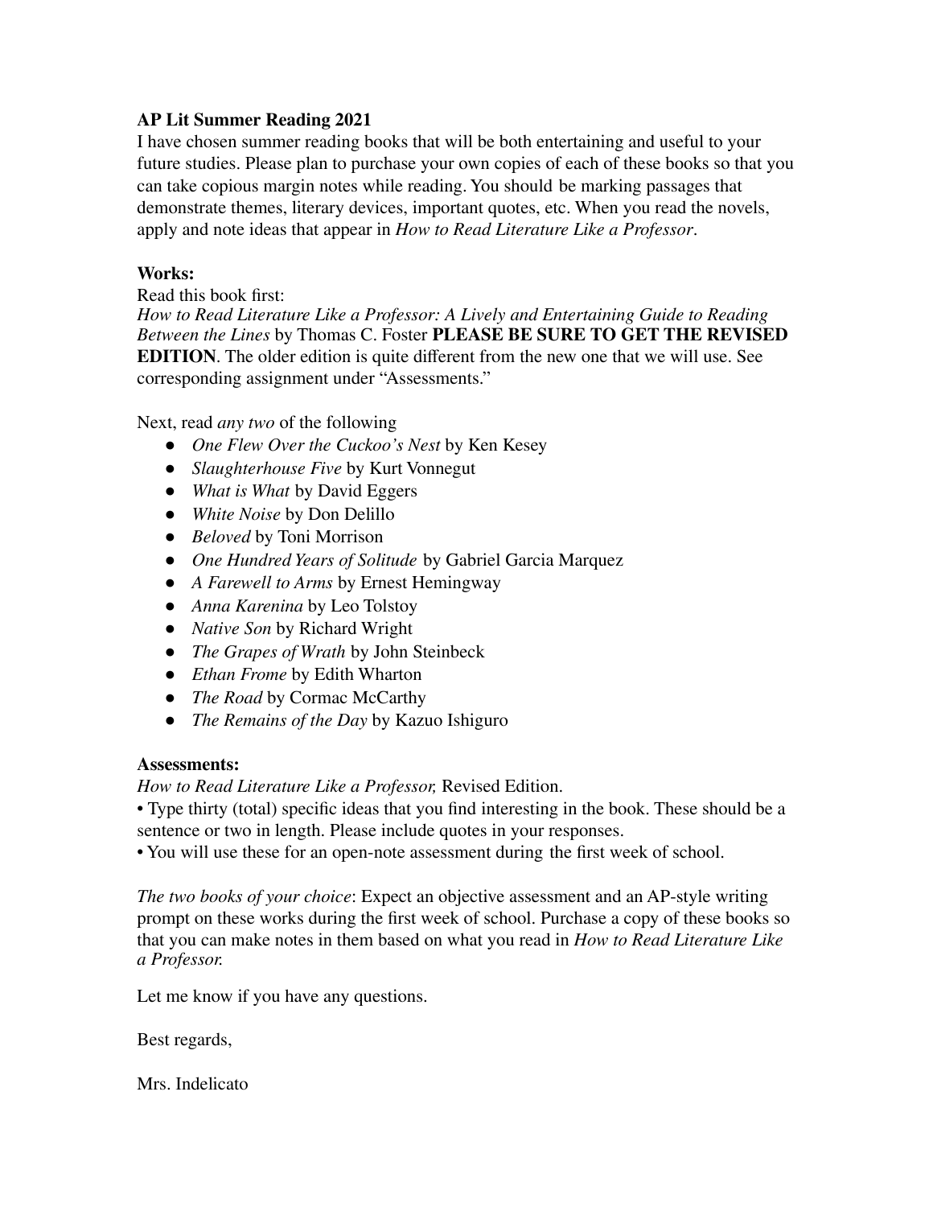**AP Lit Summer Reading 2021**

I have chosen summer reading books that will be both entertaining and useful to your future studies. Please plan to purchase your own copies of each of these books so that you can take copious margin notes while reading. You should be marking passages that demonstrate themes, literary devices, important quotes, etc. When you read the novels, apply and note ideas that appear in *How to Read Literature Like a Professor*.

**Works:**

Read this book first:

*How to Read Literature Like a Professor: A Lively and Entertaining Guide to Reading Between the Lines* by Thomas C. Foster **PLEASE BE SURE TO GET THE REVISED EDITION**. The older edition is quite different from the new one that we will use. See corresponding assignment under "Assessments."

Next, read *any two* of the following

- *One Flew Over the Cuckoo's Nest* by Ken Kesey
- *Slaughterhouse Five* by Kurt Vonnegut
- *What is What* by David Eggers
- *White Noise* by Don Delillo
- *Beloved* by Toni Morrison
- *One Hundred Years of Solitude* by Gabriel Garcia Marquez
- *A Farewell to Arms* by Ernest Hemingway
- *Anna Karenina* by Leo Tolstoy
- *Native Son* by Richard Wright
- *The Grapes of Wrath* by John Steinbeck
- *Ethan Frome* by Edith Wharton
- *The Road* by Cormac McCarthy
- *The Remains of the Day* by Kazuo Ishiguro

**Assessments:**

*How to Read Literature Like a Professor,* Revised Edition.

• Type thirty (total) specific ideas that you find interesting in the book. These should be a sentence or two in length. Please include quotes in your responses.

• You will use these for an open-note assessment during the first week of school.

*The two books of your choice*: Expect an objective assessment and an AP-style writing prompt on these works during the first week of school. Purchase a copy of these books so that you can make notes in them based on what you read in *How to Read Literature Like a Professor.*

Let me know if you have any questions.

Best regards,

Mrs. Indelicato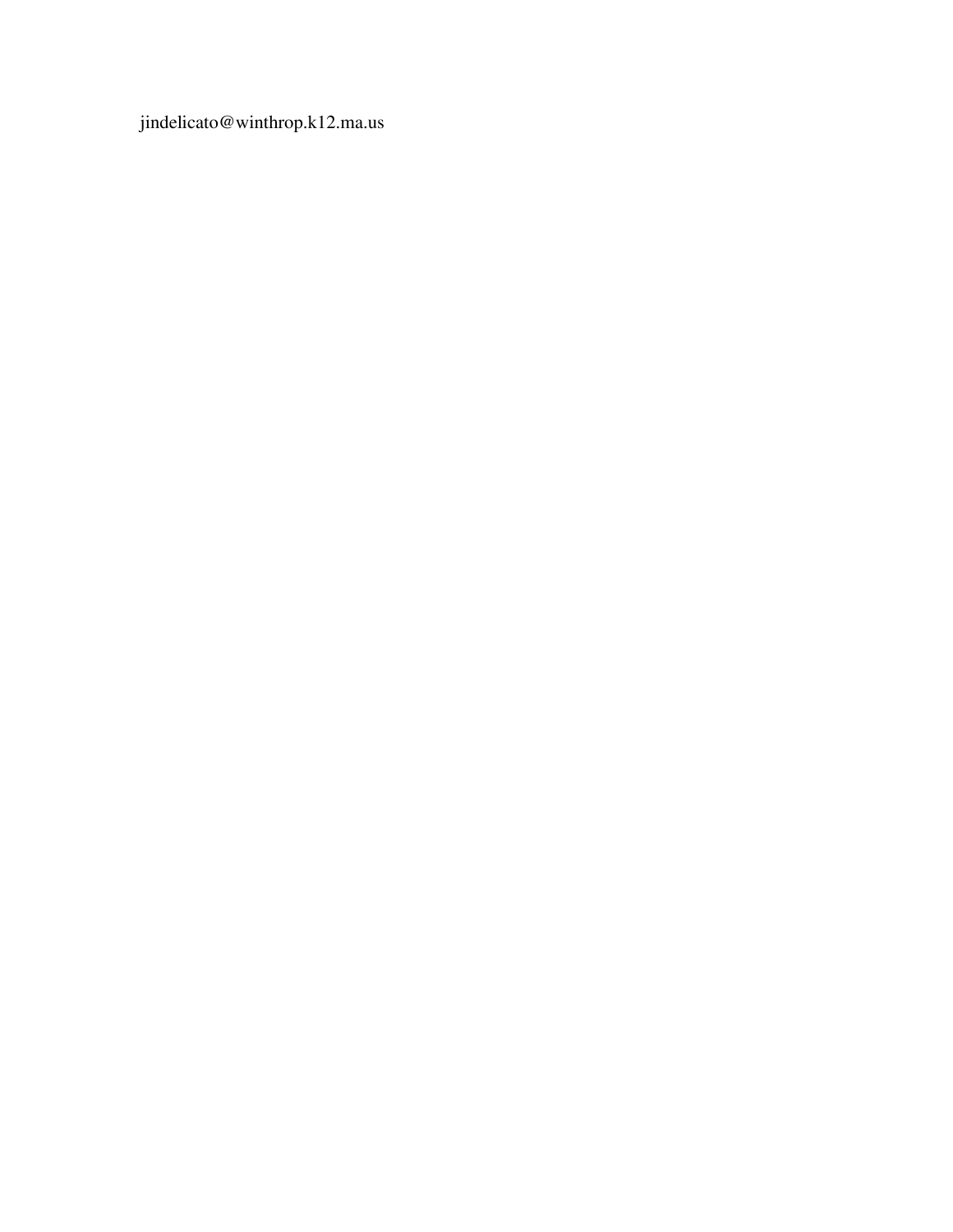jindelicato@winthrop.k12.ma.us